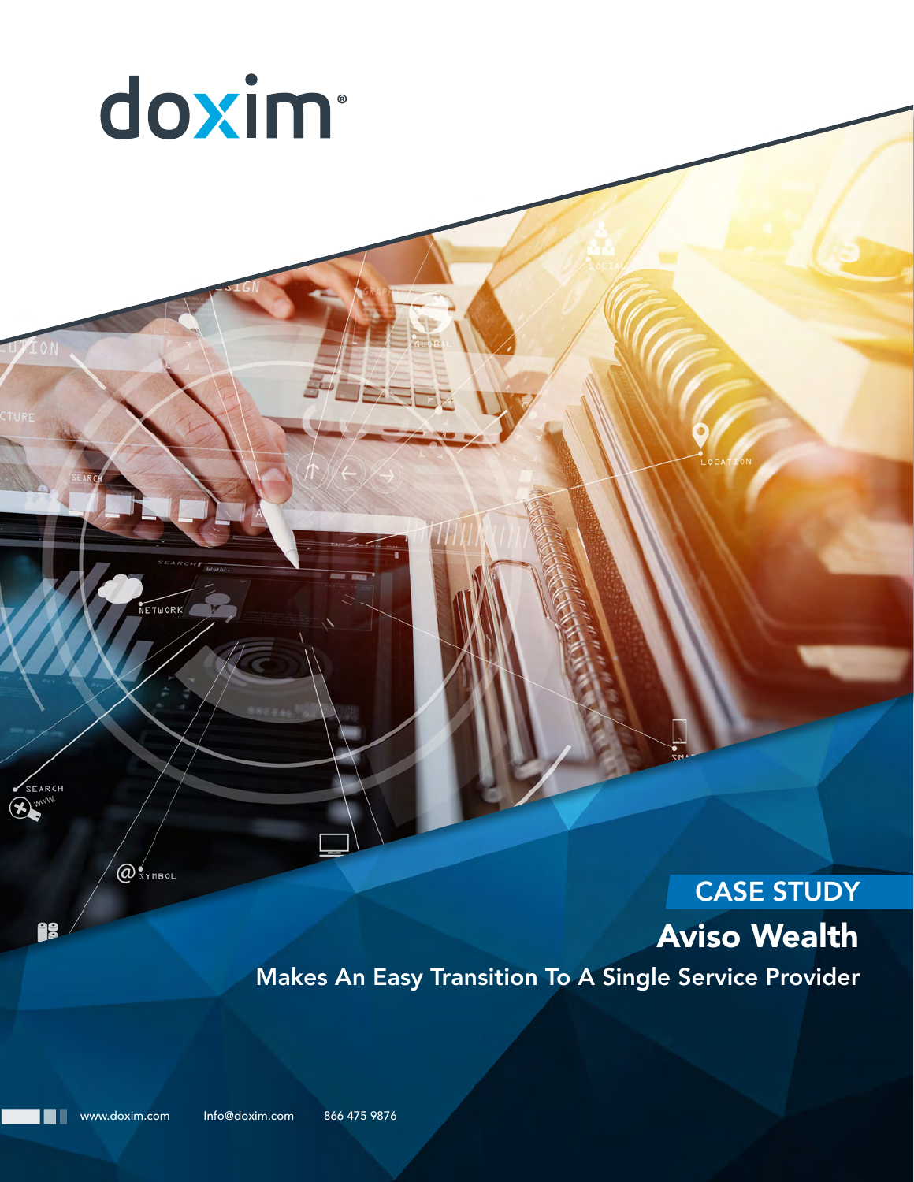doxim®

CASE STUDY

# Aviso Wealth

## Makes An Easy Transition To A Single Service Provider

www.doxim.com Info@doxim.com 866 475 9876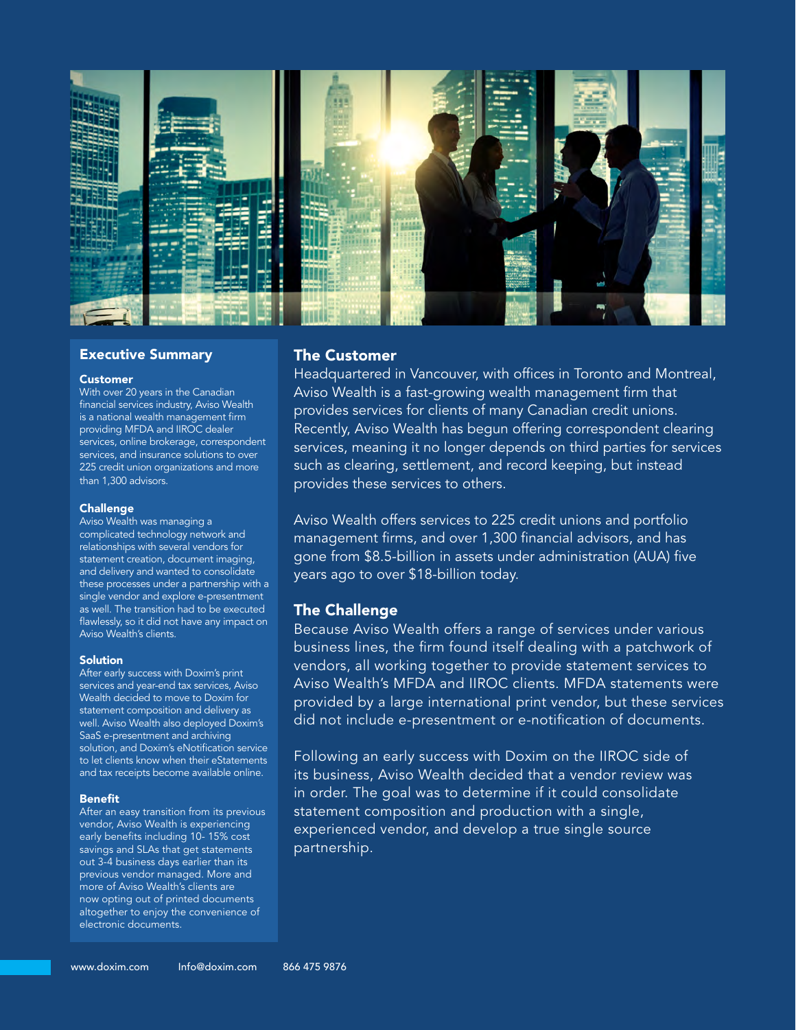## Executive Summary

### Customer

With over 20 years in the Canadian financial services industry, Aviso Wealth is a national wealth management firm providing MFDA and IIROC dealer services, online brokerage, correspondent services, and insurance solutions to over 225 credit union organizations and more than 1,300 advisors.

### Challenge

Aviso Wealth was managing a complicated technology network and relationships with several vendors for statement creation, document imaging, and delivery and wanted to consolidate these processes under a partnership with a single vendor and explore e-presentment as well. The transition had to be executed flawlessly, so it did not have any impact on Aviso Wealth's clients.

### Solution

After early success with Doxim's print services and year-end tax services, Aviso Wealth decided to move to Doxim for statement composition and delivery as well. Aviso Wealth also deployed Doxim's SaaS e-presentment and archiving solution, and Doxim's eNotification service to let clients know when their eStatements and tax receipts become available online.

### Benefit

After an easy transition from its previous vendor, Aviso Wealth is experiencing early benefits including 10- 15% cost savings and SLAs that get statements out 3-4 business days earlier than its previous vendor managed. More and more of Aviso Wealth's clients are now opting out of printed documents altogether to enjoy the convenience of electronic documents.

## The Customer

Headquartered in Vancouver, with offices in Toronto and Montreal, Aviso Wealth is a fast-growing wealth management firm that provides services for clients of many Canadian credit unions. Recently, Aviso Wealth has begun offering correspondent clearing services, meaning it no longer depends on third parties for services such as clearing, settlement, and record keeping, but instead provides these services to others.

Aviso Wealth offers services to 225 credit unions and portfolio management firms, and over 1,300 financial advisors, and has gone from $8.5-billion in assets under administration (AUA) five years ago to over $18-billion today.

## The Challenge

Because Aviso Wealth offers a range of services under various business lines, the firm found itself dealing with a patchwork of vendors, all working together to provide statement services to Aviso Wealth's MFDA and IIROC clients. MFDA statements were provided by a large international print vendor, but these services did not include e-presentment or e-notification of documents.

Following an early success with Doxim on the IIROC side of its business, Aviso Wealth decided that a vendor review was in order. The goal was to determine if it could consolidate statement composition and production with a single, experienced vendor, and develop a true single source partnership.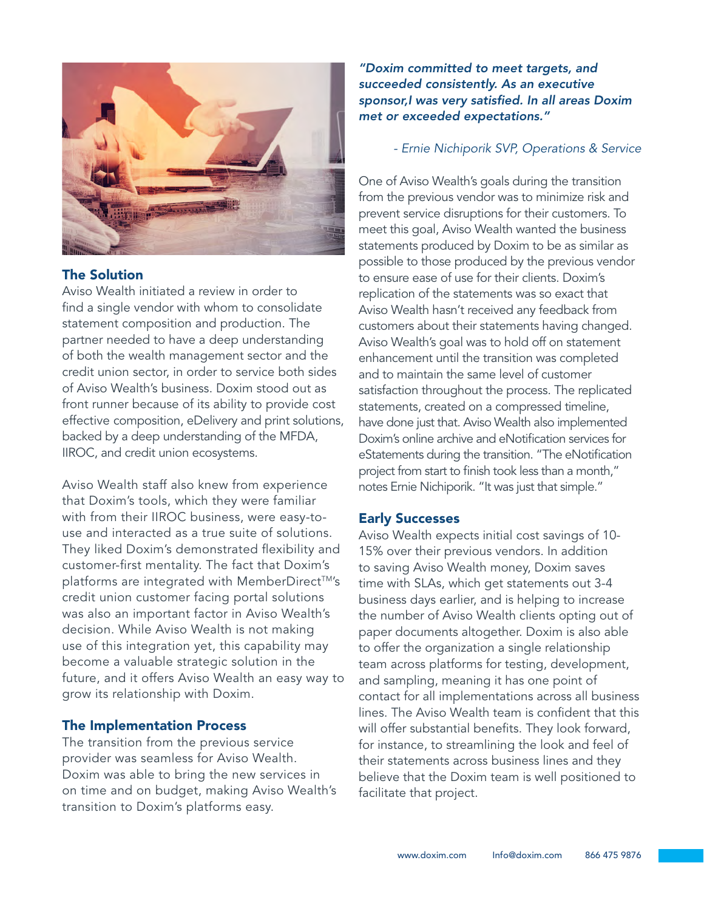## The Solution

Aviso Wealth initiated a review in order to find a single vendor with whom to consolidate statement composition and production. The partner needed to have a deep understanding of both the wealth management sector and the credit union sector, in order to service both sides of Aviso Wealth's business. Doxim stood out as front runner because of its ability to provide cost effective composition, eDelivery and print solutions, backed by a deep understanding of the MFDA, IIROC, and credit union ecosystems.

Aviso Wealth staff also knew from experience that Doxim's tools, which they were familiar with from their IIROC business, were easy-to-use and interacted as a true suite of solutions. They liked Doxim's demonstrated flexibility and customer-first mentality. The fact that Doxim's platforms are integrated with MemberDirect™'s credit union customer facing portal solutions was also an important factor in Aviso Wealth's decision. While Aviso Wealth is not making use of this integration yet, this capability may become a valuable strategic solution in the future, and it offers Aviso Wealth an easy way to grow its relationship with Doxim.

## The Implementation Process

The transition from the previous service provider was seamless for Aviso Wealth. Doxim was able to bring the new services in on time and on budget, making Aviso Wealth's transition to Doxim's platforms easy.

***"Doxim committed to meet targets, and succeeded consistently. As an executive sponsor,I was very satisfied. In all areas Doxim met or exceeded expectations."***

*- Ernie Nichiporik SVP, Operations & Service*

One of Aviso Wealth's goals during the transition from the previous vendor was to minimize risk and prevent service disruptions for their customers. To meet this goal, Aviso Wealth wanted the business statements produced by Doxim to be as similar as possible to those produced by the previous vendor to ensure ease of use for their clients. Doxim's replication of the statements was so exact that Aviso Wealth hasn't received any feedback from customers about their statements having changed. Aviso Wealth's goal was to hold off on statement enhancement until the transition was completed and to maintain the same level of customer satisfaction throughout the process. The replicated statements, created on a compressed timeline, have done just that. Aviso Wealth also implemented Doxim's online archive and eNotification services for eStatements during the transition. "The eNotification project from start to finish took less than a month," notes Ernie Nichiporik. "It was just that simple."

## Early Successes

Aviso Wealth expects initial cost savings of 10-15% over their previous vendors. In addition to saving Aviso Wealth money, Doxim saves time with SLAs, which get statements out 3-4 business days earlier, and is helping to increase the number of Aviso Wealth clients opting out of paper documents altogether. Doxim is also able to offer the organization a single relationship team across platforms for testing, development, and sampling, meaning it has one point of contact for all implementations across all business lines. The Aviso Wealth team is confident that this will offer substantial benefits. They look forward, for instance, to streamlining the look and feel of their statements across business lines and they believe that the Doxim team is well positioned to facilitate that project.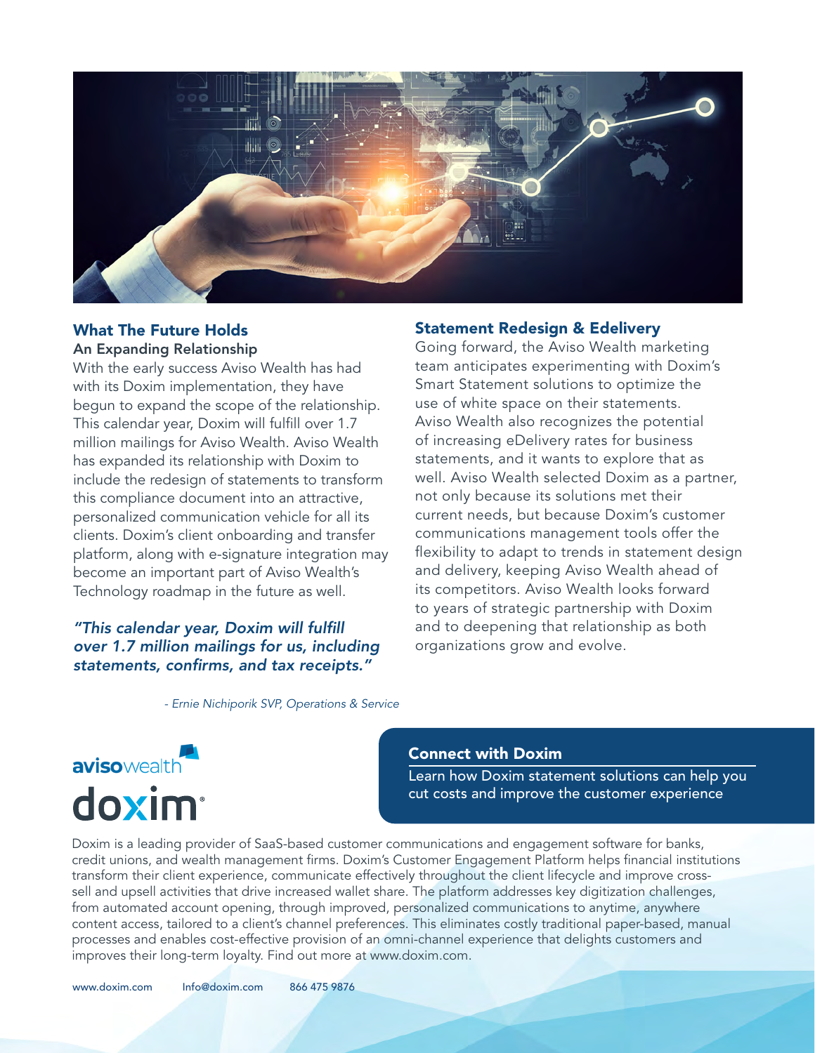## What The Future Holds

### An Expanding Relationship

With the early success Aviso Wealth has had with its Doxim implementation, they have begun to expand the scope of the relationship. This calendar year, Doxim will fulfill over 1.7 million mailings for Aviso Wealth. Aviso Wealth has expanded its relationship with Doxim to include the redesign of statements to transform this compliance document into an attractive, personalized communication vehicle for all its clients. Doxim's client onboarding and transfer platform, along with e-signature integration may become an important part of Aviso Wealth's Technology roadmap in the future as well.

***"This calendar year, Doxim will fulfill over 1.7 million mailings for us, including statements, confirms, and tax receipts."***

*- Ernie Nichiporik SVP, Operations & Service*

## Statement Redesign & Edelivery

Going forward, the Aviso Wealth marketing team anticipates experimenting with Doxim's Smart Statement solutions to optimize the use of white space on their statements. Aviso Wealth also recognizes the potential of increasing eDelivery rates for business statements, and it wants to explore that as well. Aviso Wealth selected Doxim as a partner, not only because its solutions met their current needs, but because Doxim's customer communications management tools offer the flexibility to adapt to trends in statement design and delivery, keeping Aviso Wealth ahead of its competitors. Aviso Wealth looks forward to years of strategic partnership with Doxim and to deepening that relationship as both organizations grow and evolve.

avisowealth

doxim

## Connect with Doxim

Learn how Doxim statement solutions can help you cut costs and improve the customer experience

Doxim is a leading provider of SaaS-based customer communications and engagement software for banks, credit unions, and wealth management firms. Doxim's Customer Engagement Platform helps financial institutions transform their client experience, communicate effectively throughout the client lifecycle and improve cross-sell and upsell activities that drive increased wallet share. The platform addresses key digitization challenges, from automated account opening, through improved, personalized communications to anytime, anywhere content access, tailored to a client's channel preferences. This eliminates costly traditional paper-based, manual processes and enables cost-effective provision of an omni-channel experience that delights customers and improves their long-term loyalty. Find out more at www.doxim.com.

www.doxim.com   Info@doxim.com   866 475 9876